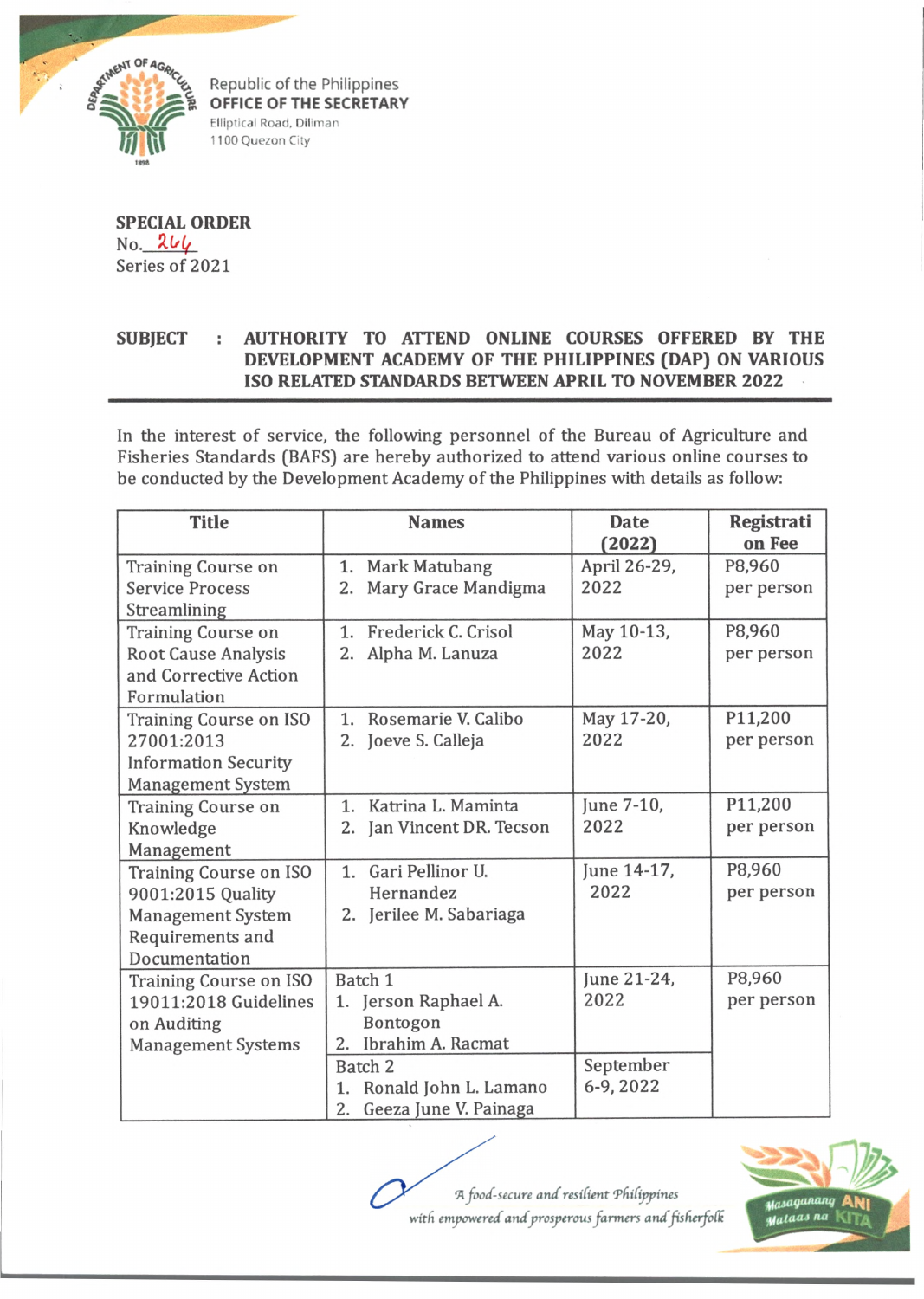Republic of the Philippines
**OFFICE OF THE SECRETARY**
Elliptical Road, Diliman
1100 Quezon City

**SPECIAL ORDER**
No. 264
Series of 2021

**SUBJECT : AUTHORITY TO ATTEND ONLINE COURSES OFFERED BY THE DEVELOPMENT ACADEMY OF THE PHILIPPINES (DAP) ON VARIOUS ISO RELATED STANDARDS BETWEEN APRIL TO NOVEMBER 2022**

In the interest of service, the following personnel of the Bureau of Agriculture and Fisheries Standards (BAFS) are hereby authorized to attend various online courses to be conducted by the Development Academy of the Philippines with details as follow:

| Title | Names | Date (2022) | Registration Fee |
|---|---|---|---|
| Training Course on Service Process Streamlining | 1. Mark Matubang<br>2. Mary Grace Mandigma | April 26-29, 2022 | P8,960 per person |
| Training Course on Root Cause Analysis and Corrective Action Formulation | 1. Frederick C. Crisol<br>2. Alpha M. Lanuza | May 10-13, 2022 | P8,960 per person |
| Training Course on ISO 27001:2013 Information Security Management System | 1. Rosemarie V. Calibo<br>2. Joeve S. Calleja | May 17-20, 2022 | P11,200 per person |
| Training Course on Knowledge Management | 1. Katrina L. Maminta<br>2. Jan Vincent DR. Tecson | June 7-10, 2022 | P11,200 per person |
| Training Course on ISO 9001:2015 Quality Management System Requirements and Documentation | 1. Gari Pellinor U. Hernandez<br>2. Jerilee M. Sabariaga | June 14-17, 2022 | P8,960 per person |
| Training Course on ISO 19011:2018 Guidelines on Auditing Management Systems | Batch 1<br>1. Jerson Raphael A. Bontogon<br>2. Ibrahim A. Racmat | June 21-24, 2022 | P8,960 per person |
| | Batch 2<br>1. Ronald John L. Lamano<br>2. Geeza June V. Painaga | September 6-9, 2022 | |

*A food-secure and resilient Philippines with empowered and prosperous farmers and fisherfolk*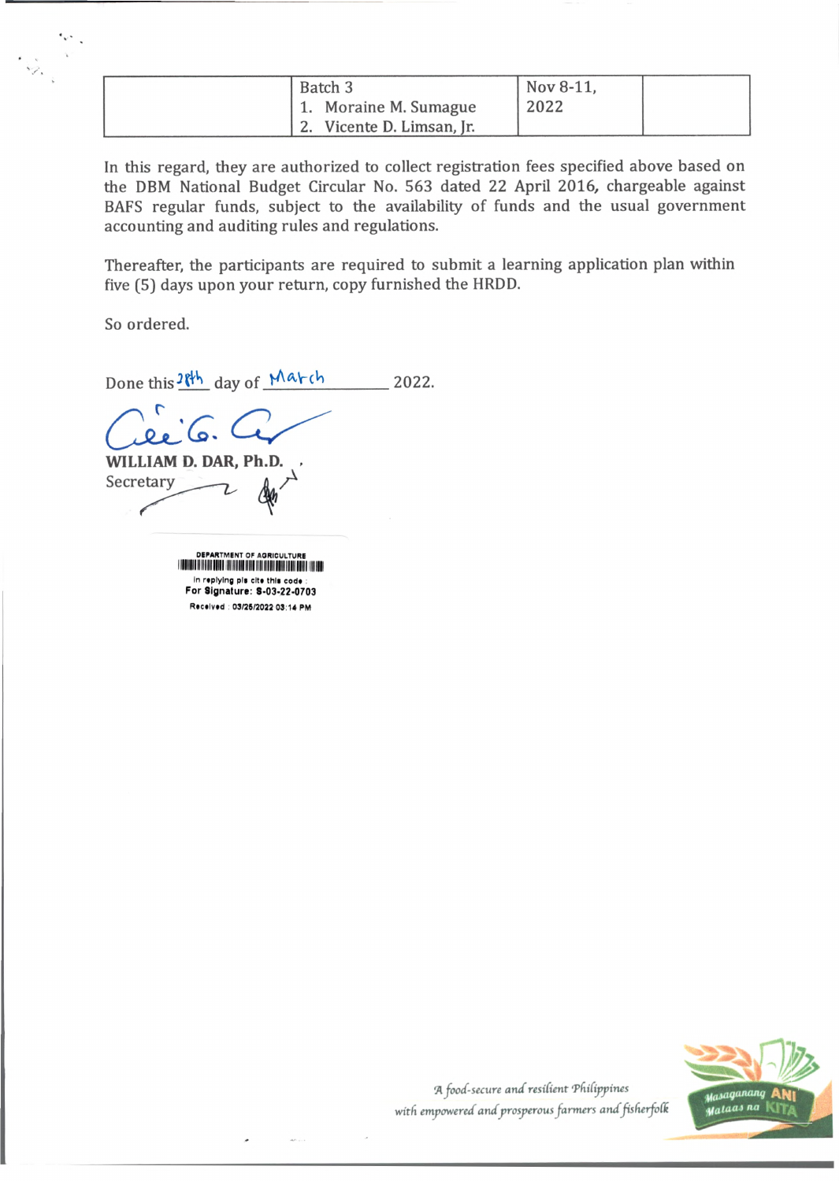| | | | |
|---|---|---|---|
| | Batch 3<br>1. Moraine M. Sumague<br>2. Vicente D. Limsan, Jr. | Nov 8-11, 2022 | |

In this regard, they are authorized to collect registration fees specified above based on the DBM National Budget Circular No. 563 dated 22 April 2016, chargeable against BAFS regular funds, subject to the availability of funds and the usual government accounting and auditing rules and regulations.

Thereafter, the participants are required to submit a learning application plan within five (5) days upon your return, copy furnished the HRDD.

So ordered.

Done this 28th day of March 2022.

**WILLIAM D. DAR, Ph.D.**
Secretary

DEPARTMENT OF AGRICULTURE
In replying pls cite this code :
For Signature: S-03-22-0703
Received : 03/25/2022 03:14 PM

*A food-secure and resilient Philippines with empowered and prosperous farmers and fisherfolk*

Masaganang ANI Mataas na KITA